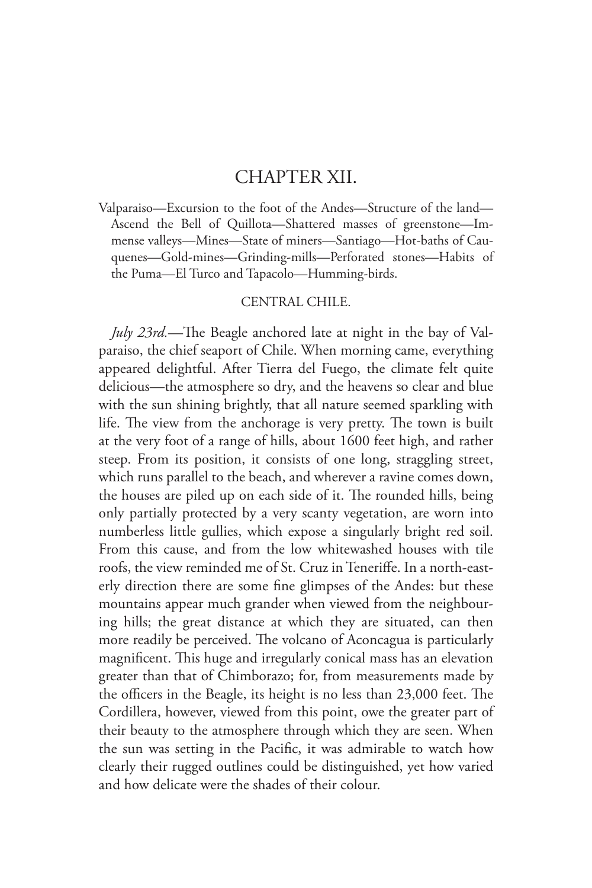# CHAPTER XII.

Valparaiso—Excursion to the foot of the Andes—Structure of the land—Ascend the Bell of Quillota—Shattered masses of greenstone—Immense valleys—Mines—State of miners—Santiago—Hot-baths of Cauquenes—Gold-mines—Grinding-mills—Perforated stones—Habits of the Puma—El Turco and Tapacolo—Humming-birds.

## CENTRAL CHILE.

*July 23rd.*—The Beagle anchored late at night in the bay of Valparaiso, the chief seaport of Chile. When morning came, everything appeared delightful. After Tierra del Fuego, the climate felt quite delicious—the atmosphere so dry, and the heavens so clear and blue with the sun shining brightly, that all nature seemed sparkling with life. The view from the anchorage is very pretty. The town is built at the very foot of a range of hills, about 1600 feet high, and rather steep. From its position, it consists of one long, straggling street, which runs parallel to the beach, and wherever a ravine comes down, the houses are piled up on each side of it. The rounded hills, being only partially protected by a very scanty vegetation, are worn into numberless little gullies, which expose a singularly bright red soil. From this cause, and from the low whitewashed houses with tile roofs, the view reminded me of St. Cruz in Teneriffe. In a north-easterly direction there are some fine glimpses of the Andes: but these mountains appear much grander when viewed from the neighbouring hills; the great distance at which they are situated, can then more readily be perceived. The volcano of Aconcagua is particularly magnificent. This huge and irregularly conical mass has an elevation greater than that of Chimborazo; for, from measurements made by the officers in the Beagle, its height is no less than 23,000 feet. The Cordillera, however, viewed from this point, owe the greater part of their beauty to the atmosphere through which they are seen. When the sun was setting in the Pacific, it was admirable to watch how clearly their rugged outlines could be distinguished, yet how varied and how delicate were the shades of their colour.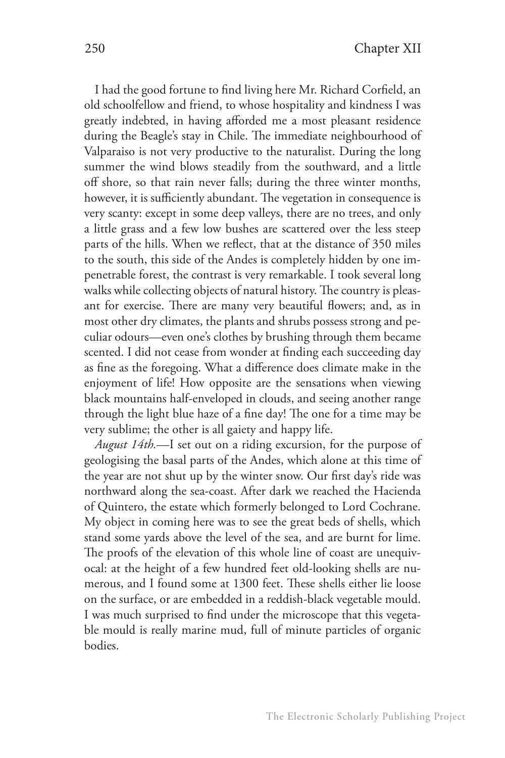I had the good fortune to find living here Mr. Richard Corfield, an old schoolfellow and friend, to whose hospitality and kindness I was greatly indebted, in having afforded me a most pleasant residence during the Beagle's stay in Chile. The immediate neighbourhood of Valparaiso is not very productive to the naturalist. During the long summer the wind blows steadily from the southward, and a little off shore, so that rain never falls; during the three winter months, however, it is sufficiently abundant. The vegetation in consequence is very scanty: except in some deep valleys, there are no trees, and only a little grass and a few low bushes are scattered over the less steep parts of the hills. When we reflect, that at the distance of 350 miles to the south, this side of the Andes is completely hidden by one impenetrable forest, the contrast is very remarkable. I took several long walks while collecting objects of natural history. The country is pleasant for exercise. There are many very beautiful flowers; and, as in most other dry climates, the plants and shrubs possess strong and peculiar odours—even one's clothes by brushing through them became scented. I did not cease from wonder at finding each succeeding day as fine as the foregoing. What a difference does climate make in the enjoyment of life! How opposite are the sensations when viewing black mountains half-enveloped in clouds, and seeing another range through the light blue haze of a fine day! The one for a time may be very sublime; the other is all gaiety and happy life.

*August 14th.*—I set out on a riding excursion, for the purpose of geologising the basal parts of the Andes, which alone at this time of the year are not shut up by the winter snow. Our first day's ride was northward along the sea-coast. After dark we reached the Hacienda of Quintero, the estate which formerly belonged to Lord Cochrane. My object in coming here was to see the great beds of shells, which stand some yards above the level of the sea, and are burnt for lime. The proofs of the elevation of this whole line of coast are unequivocal: at the height of a few hundred feet old-looking shells are numerous, and I found some at 1300 feet. These shells either lie loose on the surface, or are embedded in a reddish-black vegetable mould. I was much surprised to find under the microscope that this vegetable mould is really marine mud, full of minute particles of organic bodies.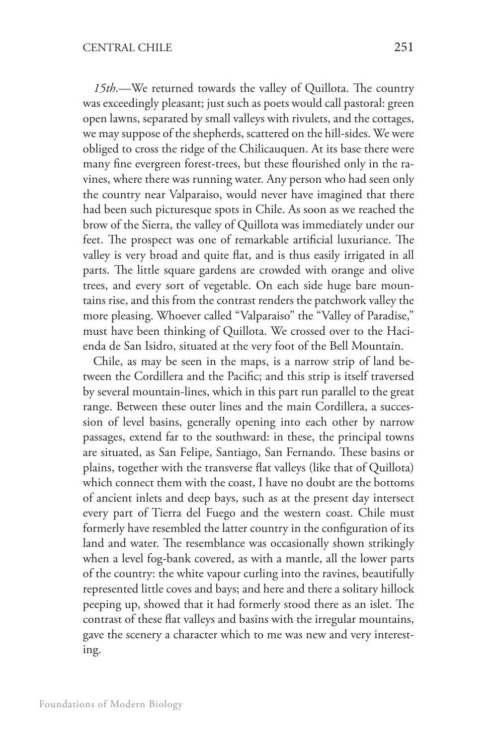*15th*.—We returned towards the valley of Quillota. The country was exceedingly pleasant; just such as poets would call pastoral: green open lawns, separated by small valleys with rivulets, and the cottages, we may suppose of the shepherds, scattered on the hill-sides. We were obliged to cross the ridge of the Chilicauquen. At its base there were many fine evergreen forest-trees, but these flourished only in the ravines, where there was running water. Any person who had seen only the country near Valparaiso, would never have imagined that there had been such picturesque spots in Chile. As soon as we reached the brow of the Sierra, the valley of Quillota was immediately under our feet. The prospect was one of remarkable artificial luxuriance. The valley is very broad and quite flat, and is thus easily irrigated in all parts. The little square gardens are crowded with orange and olive trees, and every sort of vegetable. On each side huge bare mountains rise, and this from the contrast renders the patchwork valley the more pleasing. Whoever called "Valparaiso" the "Valley of Paradise," must have been thinking of Quillota. We crossed over to the Hacienda de San Isidro, situated at the very foot of the Bell Mountain.

Chile, as may be seen in the maps, is a narrow strip of land between the Cordillera and the Pacific; and this strip is itself traversed by several mountain-lines, which in this part run parallel to the great range. Between these outer lines and the main Cordillera, a succession of level basins, generally opening into each other by narrow passages, extend far to the southward: in these, the principal towns are situated, as San Felipe, Santiago, San Fernando. These basins or plains, together with the transverse flat valleys (like that of Quillota) which connect them with the coast, I have no doubt are the bottoms of ancient inlets and deep bays, such as at the present day intersect every part of Tierra del Fuego and the western coast. Chile must formerly have resembled the latter country in the configuration of its land and water. The resemblance was occasionally shown strikingly when a level fog-bank covered, as with a mantle, all the lower parts of the country: the white vapour curling into the ravines, beautifully represented little coves and bays; and here and there a solitary hillock peeping up, showed that it had formerly stood there as an islet. The contrast of these flat valleys and basins with the irregular mountains, gave the scenery a character which to me was new and very interesting.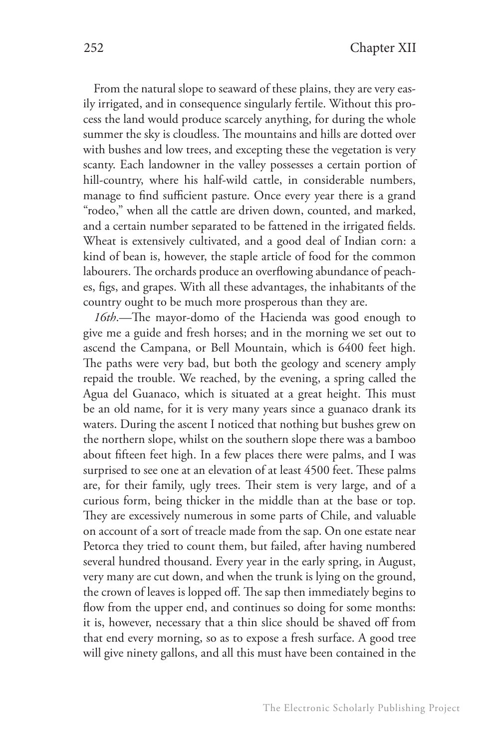From the natural slope to seaward of these plains, they are very easily irrigated, and in consequence singularly fertile. Without this process the land would produce scarcely anything, for during the whole summer the sky is cloudless. The mountains and hills are dotted over with bushes and low trees, and excepting these the vegetation is very scanty. Each landowner in the valley possesses a certain portion of hill-country, where his half-wild cattle, in considerable numbers, manage to find sufficient pasture. Once every year there is a grand "rodeo," when all the cattle are driven down, counted, and marked, and a certain number separated to be fattened in the irrigated fields. Wheat is extensively cultivated, and a good deal of Indian corn: a kind of bean is, however, the staple article of food for the common labourers. The orchards produce an overflowing abundance of peaches, figs, and grapes. With all these advantages, the inhabitants of the country ought to be much more prosperous than they are.

*16th*.—The mayor-domo of the Hacienda was good enough to give me a guide and fresh horses; and in the morning we set out to ascend the Campana, or Bell Mountain, which is 6400 feet high. The paths were very bad, but both the geology and scenery amply repaid the trouble. We reached, by the evening, a spring called the Agua del Guanaco, which is situated at a great height. This must be an old name, for it is very many years since a guanaco drank its waters. During the ascent I noticed that nothing but bushes grew on the northern slope, whilst on the southern slope there was a bamboo about fifteen feet high. In a few places there were palms, and I was surprised to see one at an elevation of at least 4500 feet. These palms are, for their family, ugly trees. Their stem is very large, and of a curious form, being thicker in the middle than at the base or top. They are excessively numerous in some parts of Chile, and valuable on account of a sort of treacle made from the sap. On one estate near Petorca they tried to count them, but failed, after having numbered several hundred thousand. Every year in the early spring, in August, very many are cut down, and when the trunk is lying on the ground, the crown of leaves is lopped off. The sap then immediately begins to flow from the upper end, and continues so doing for some months: it is, however, necessary that a thin slice should be shaved off from that end every morning, so as to expose a fresh surface. A good tree will give ninety gallons, and all this must have been contained in the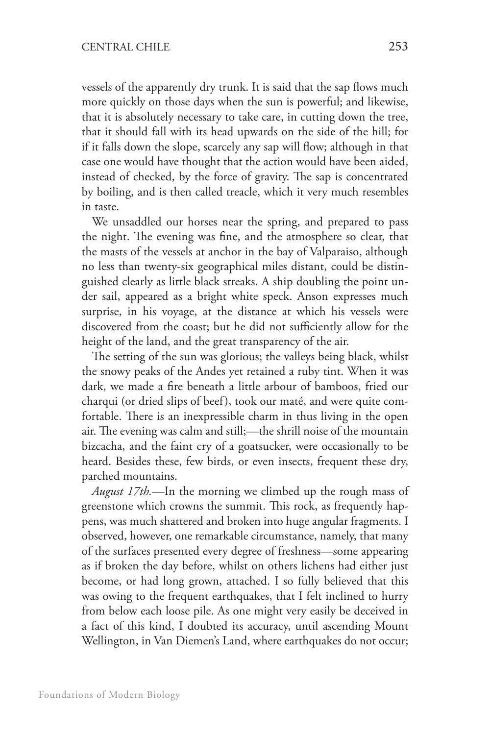vessels of the apparently dry trunk. It is said that the sap flows much more quickly on those days when the sun is powerful; and likewise, that it is absolutely necessary to take care, in cutting down the tree, that it should fall with its head upwards on the side of the hill; for if it falls down the slope, scarcely any sap will flow; although in that case one would have thought that the action would have been aided, instead of checked, by the force of gravity. The sap is concentrated by boiling, and is then called treacle, which it very much resembles in taste.

We unsaddled our horses near the spring, and prepared to pass the night. The evening was fine, and the atmosphere so clear, that the masts of the vessels at anchor in the bay of Valparaiso, although no less than twenty-six geographical miles distant, could be distinguished clearly as little black streaks. A ship doubling the point under sail, appeared as a bright white speck. Anson expresses much surprise, in his voyage, at the distance at which his vessels were discovered from the coast; but he did not sufficiently allow for the height of the land, and the great transparency of the air.

The setting of the sun was glorious; the valleys being black, whilst the snowy peaks of the Andes yet retained a ruby tint. When it was dark, we made a fire beneath a little arbour of bamboos, fried our charqui (or dried slips of beef), took our maté, and were quite comfortable. There is an inexpressible charm in thus living in the open air. The evening was calm and still;—the shrill noise of the mountain bizcacha, and the faint cry of a goatsucker, were occasionally to be heard. Besides these, few birds, or even insects, frequent these dry, parched mountains.

*August 17th.*—In the morning we climbed up the rough mass of greenstone which crowns the summit. This rock, as frequently happens, was much shattered and broken into huge angular fragments. I observed, however, one remarkable circumstance, namely, that many of the surfaces presented every degree of freshness—some appearing as if broken the day before, whilst on others lichens had either just become, or had long grown, attached. I so fully believed that this was owing to the frequent earthquakes, that I felt inclined to hurry from below each loose pile. As one might very easily be deceived in a fact of this kind, I doubted its accuracy, until ascending Mount Wellington, in Van Diemen's Land, where earthquakes do not occur;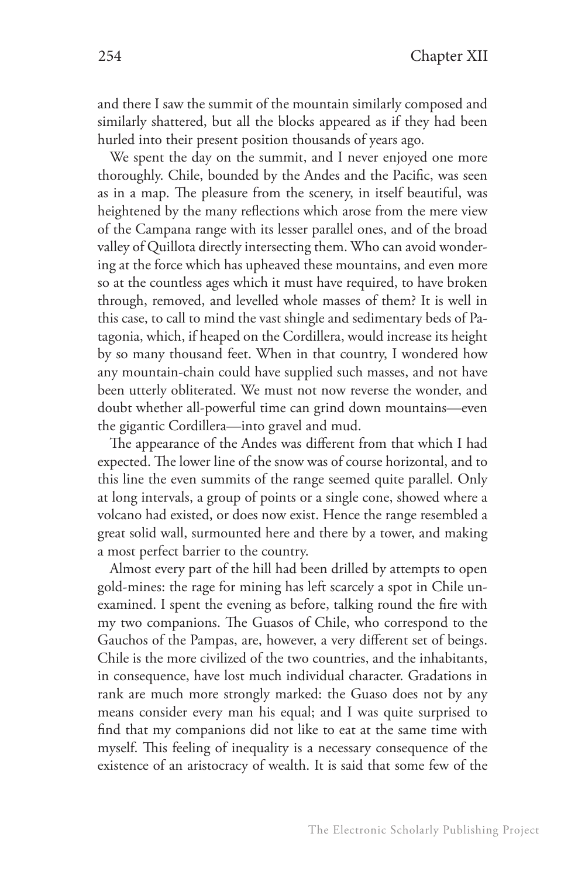and there I saw the summit of the mountain similarly composed and similarly shattered, but all the blocks appeared as if they had been hurled into their present position thousands of years ago.

We spent the day on the summit, and I never enjoyed one more thoroughly. Chile, bounded by the Andes and the Pacific, was seen as in a map. The pleasure from the scenery, in itself beautiful, was heightened by the many reflections which arose from the mere view of the Campana range with its lesser parallel ones, and of the broad valley of Quillota directly intersecting them. Who can avoid wondering at the force which has upheaved these mountains, and even more so at the countless ages which it must have required, to have broken through, removed, and levelled whole masses of them? It is well in this case, to call to mind the vast shingle and sedimentary beds of Patagonia, which, if heaped on the Cordillera, would increase its height by so many thousand feet. When in that country, I wondered how any mountain-chain could have supplied such masses, and not have been utterly obliterated. We must not now reverse the wonder, and doubt whether all-powerful time can grind down mountains—even the gigantic Cordillera—into gravel and mud.

The appearance of the Andes was different from that which I had expected. The lower line of the snow was of course horizontal, and to this line the even summits of the range seemed quite parallel. Only at long intervals, a group of points or a single cone, showed where a volcano had existed, or does now exist. Hence the range resembled a great solid wall, surmounted here and there by a tower, and making a most perfect barrier to the country.

Almost every part of the hill had been drilled by attempts to open gold-mines: the rage for mining has left scarcely a spot in Chile unexamined. I spent the evening as before, talking round the fire with my two companions. The Guasos of Chile, who correspond to the Gauchos of the Pampas, are, however, a very different set of beings. Chile is the more civilized of the two countries, and the inhabitants, in consequence, have lost much individual character. Gradations in rank are much more strongly marked: the Guaso does not by any means consider every man his equal; and I was quite surprised to find that my companions did not like to eat at the same time with myself. This feeling of inequality is a necessary consequence of the existence of an aristocracy of wealth. It is said that some few of the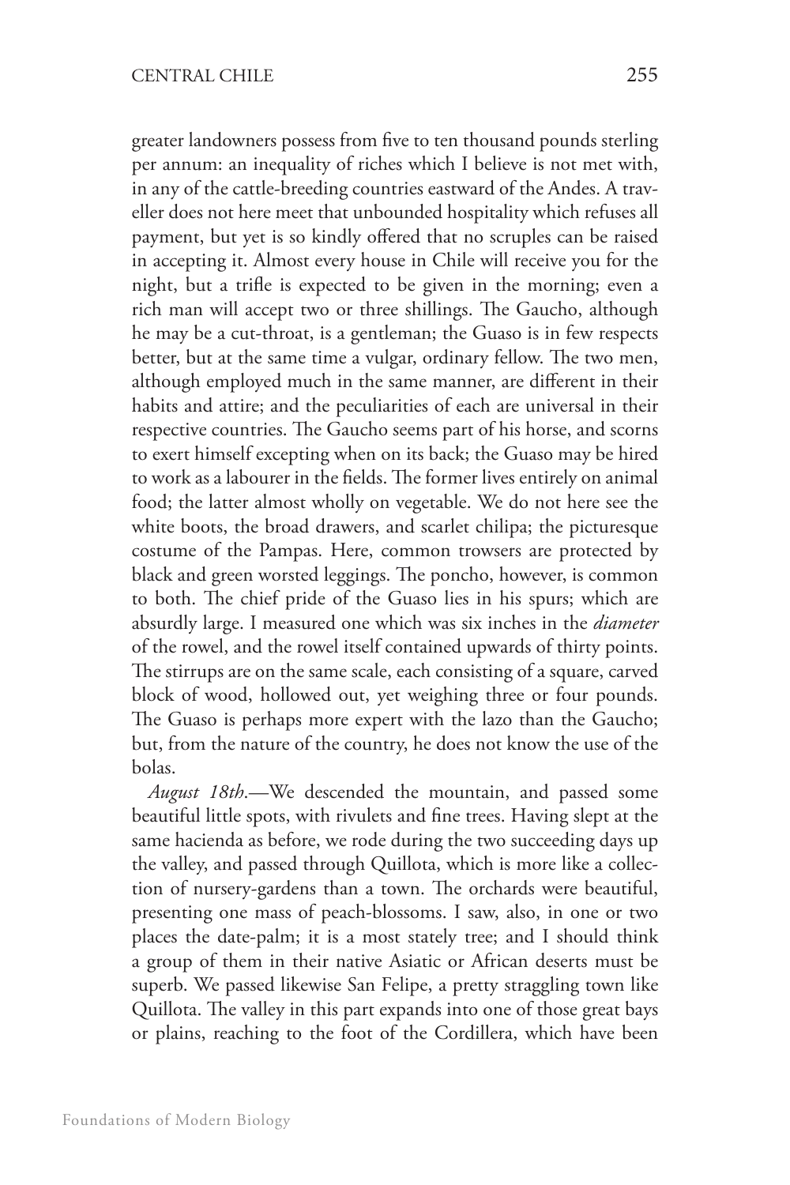greater landowners possess from five to ten thousand pounds sterling per annum: an inequality of riches which I believe is not met with, in any of the cattle-breeding countries eastward of the Andes. A traveller does not here meet that unbounded hospitality which refuses all payment, but yet is so kindly offered that no scruples can be raised in accepting it. Almost every house in Chile will receive you for the night, but a trifle is expected to be given in the morning; even a rich man will accept two or three shillings. The Gaucho, although he may be a cut-throat, is a gentleman; the Guaso is in few respects better, but at the same time a vulgar, ordinary fellow. The two men, although employed much in the same manner, are different in their habits and attire; and the peculiarities of each are universal in their respective countries. The Gaucho seems part of his horse, and scorns to exert himself excepting when on its back; the Guaso may be hired to work as a labourer in the fields. The former lives entirely on animal food; the latter almost wholly on vegetable. We do not here see the white boots, the broad drawers, and scarlet chilipa; the picturesque costume of the Pampas. Here, common trowsers are protected by black and green worsted leggings. The poncho, however, is common to both. The chief pride of the Guaso lies in his spurs; which are absurdly large. I measured one which was six inches in the *diameter* of the rowel, and the rowel itself contained upwards of thirty points. The stirrups are on the same scale, each consisting of a square, carved block of wood, hollowed out, yet weighing three or four pounds. The Guaso is perhaps more expert with the lazo than the Gaucho; but, from the nature of the country, he does not know the use of the bolas.

*August 18th*.—We descended the mountain, and passed some beautiful little spots, with rivulets and fine trees. Having slept at the same hacienda as before, we rode during the two succeeding days up the valley, and passed through Quillota, which is more like a collection of nursery-gardens than a town. The orchards were beautiful, presenting one mass of peach-blossoms. I saw, also, in one or two places the date-palm; it is a most stately tree; and I should think a group of them in their native Asiatic or African deserts must be superb. We passed likewise San Felipe, a pretty straggling town like Quillota. The valley in this part expands into one of those great bays or plains, reaching to the foot of the Cordillera, which have been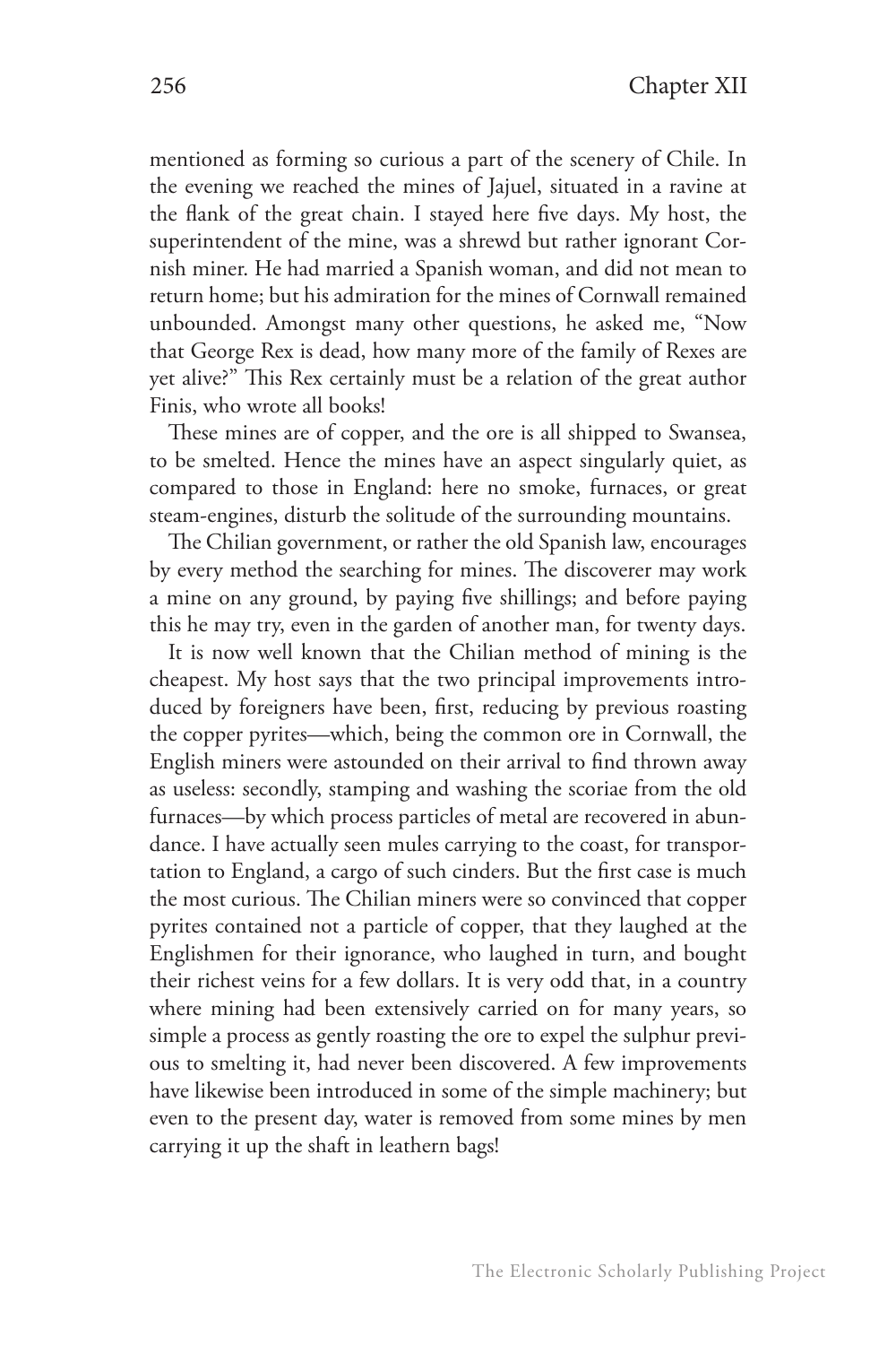mentioned as forming so curious a part of the scenery of Chile. In the evening we reached the mines of Jajuel, situated in a ravine at the flank of the great chain. I stayed here five days. My host, the superintendent of the mine, was a shrewd but rather ignorant Cornish miner. He had married a Spanish woman, and did not mean to return home; but his admiration for the mines of Cornwall remained unbounded. Amongst many other questions, he asked me, "Now that George Rex is dead, how many more of the family of Rexes are yet alive?" This Rex certainly must be a relation of the great author Finis, who wrote all books!

These mines are of copper, and the ore is all shipped to Swansea, to be smelted. Hence the mines have an aspect singularly quiet, as compared to those in England: here no smoke, furnaces, or great steam-engines, disturb the solitude of the surrounding mountains.

The Chilian government, or rather the old Spanish law, encourages by every method the searching for mines. The discoverer may work a mine on any ground, by paying five shillings; and before paying this he may try, even in the garden of another man, for twenty days.

It is now well known that the Chilian method of mining is the cheapest. My host says that the two principal improvements introduced by foreigners have been, first, reducing by previous roasting the copper pyrites—which, being the common ore in Cornwall, the English miners were astounded on their arrival to find thrown away as useless: secondly, stamping and washing the scoriae from the old furnaces—by which process particles of metal are recovered in abundance. I have actually seen mules carrying to the coast, for transportation to England, a cargo of such cinders. But the first case is much the most curious. The Chilian miners were so convinced that copper pyrites contained not a particle of copper, that they laughed at the Englishmen for their ignorance, who laughed in turn, and bought their richest veins for a few dollars. It is very odd that, in a country where mining had been extensively carried on for many years, so simple a process as gently roasting the ore to expel the sulphur previous to smelting it, had never been discovered. A few improvements have likewise been introduced in some of the simple machinery; but even to the present day, water is removed from some mines by men carrying it up the shaft in leathern bags!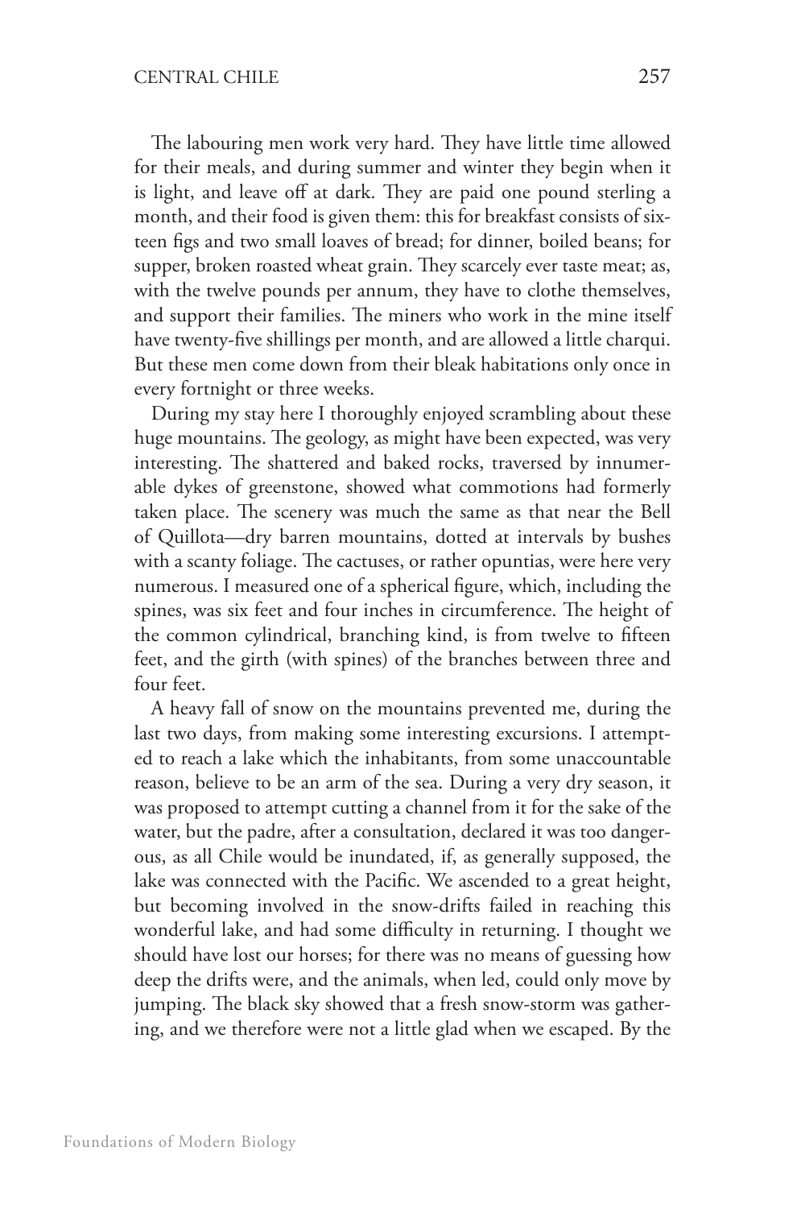The labouring men work very hard. They have little time allowed for their meals, and during summer and winter they begin when it is light, and leave off at dark. They are paid one pound sterling a month, and their food is given them: this for breakfast consists of sixteen figs and two small loaves of bread; for dinner, boiled beans; for supper, broken roasted wheat grain. They scarcely ever taste meat; as, with the twelve pounds per annum, they have to clothe themselves, and support their families. The miners who work in the mine itself have twenty-five shillings per month, and are allowed a little charqui. But these men come down from their bleak habitations only once in every fortnight or three weeks.

During my stay here I thoroughly enjoyed scrambling about these huge mountains. The geology, as might have been expected, was very interesting. The shattered and baked rocks, traversed by innumerable dykes of greenstone, showed what commotions had formerly taken place. The scenery was much the same as that near the Bell of Quillota—dry barren mountains, dotted at intervals by bushes with a scanty foliage. The cactuses, or rather opuntias, were here very numerous. I measured one of a spherical figure, which, including the spines, was six feet and four inches in circumference. The height of the common cylindrical, branching kind, is from twelve to fifteen feet, and the girth (with spines) of the branches between three and four feet.

A heavy fall of snow on the mountains prevented me, during the last two days, from making some interesting excursions. I attempted to reach a lake which the inhabitants, from some unaccountable reason, believe to be an arm of the sea. During a very dry season, it was proposed to attempt cutting a channel from it for the sake of the water, but the padre, after a consultation, declared it was too dangerous, as all Chile would be inundated, if, as generally supposed, the lake was connected with the Pacific. We ascended to a great height, but becoming involved in the snow-drifts failed in reaching this wonderful lake, and had some difficulty in returning. I thought we should have lost our horses; for there was no means of guessing how deep the drifts were, and the animals, when led, could only move by jumping. The black sky showed that a fresh snow-storm was gathering, and we therefore were not a little glad when we escaped. By the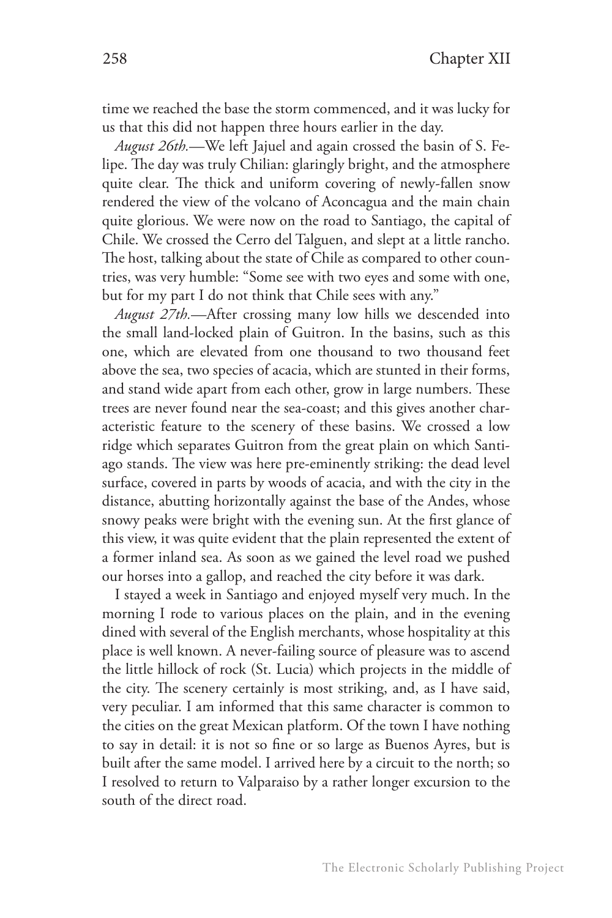time we reached the base the storm commenced, and it was lucky for us that this did not happen three hours earlier in the day.

*August 26th.*—We left Jajuel and again crossed the basin of S. Felipe. The day was truly Chilian: glaringly bright, and the atmosphere quite clear. The thick and uniform covering of newly-fallen snow rendered the view of the volcano of Aconcagua and the main chain quite glorious. We were now on the road to Santiago, the capital of Chile. We crossed the Cerro del Talguen, and slept at a little rancho. The host, talking about the state of Chile as compared to other countries, was very humble: "Some see with two eyes and some with one, but for my part I do not think that Chile sees with any."

*August 27th.*—After crossing many low hills we descended into the small land-locked plain of Guitron. In the basins, such as this one, which are elevated from one thousand to two thousand feet above the sea, two species of acacia, which are stunted in their forms, and stand wide apart from each other, grow in large numbers. These trees are never found near the sea-coast; and this gives another characteristic feature to the scenery of these basins. We crossed a low ridge which separates Guitron from the great plain on which Santiago stands. The view was here pre-eminently striking: the dead level surface, covered in parts by woods of acacia, and with the city in the distance, abutting horizontally against the base of the Andes, whose snowy peaks were bright with the evening sun. At the first glance of this view, it was quite evident that the plain represented the extent of a former inland sea. As soon as we gained the level road we pushed our horses into a gallop, and reached the city before it was dark.

I stayed a week in Santiago and enjoyed myself very much. In the morning I rode to various places on the plain, and in the evening dined with several of the English merchants, whose hospitality at this place is well known. A never-failing source of pleasure was to ascend the little hillock of rock (St. Lucia) which projects in the middle of the city. The scenery certainly is most striking, and, as I have said, very peculiar. I am informed that this same character is common to the cities on the great Mexican platform. Of the town I have nothing to say in detail: it is not so fine or so large as Buenos Ayres, but is built after the same model. I arrived here by a circuit to the north; so I resolved to return to Valparaiso by a rather longer excursion to the south of the direct road.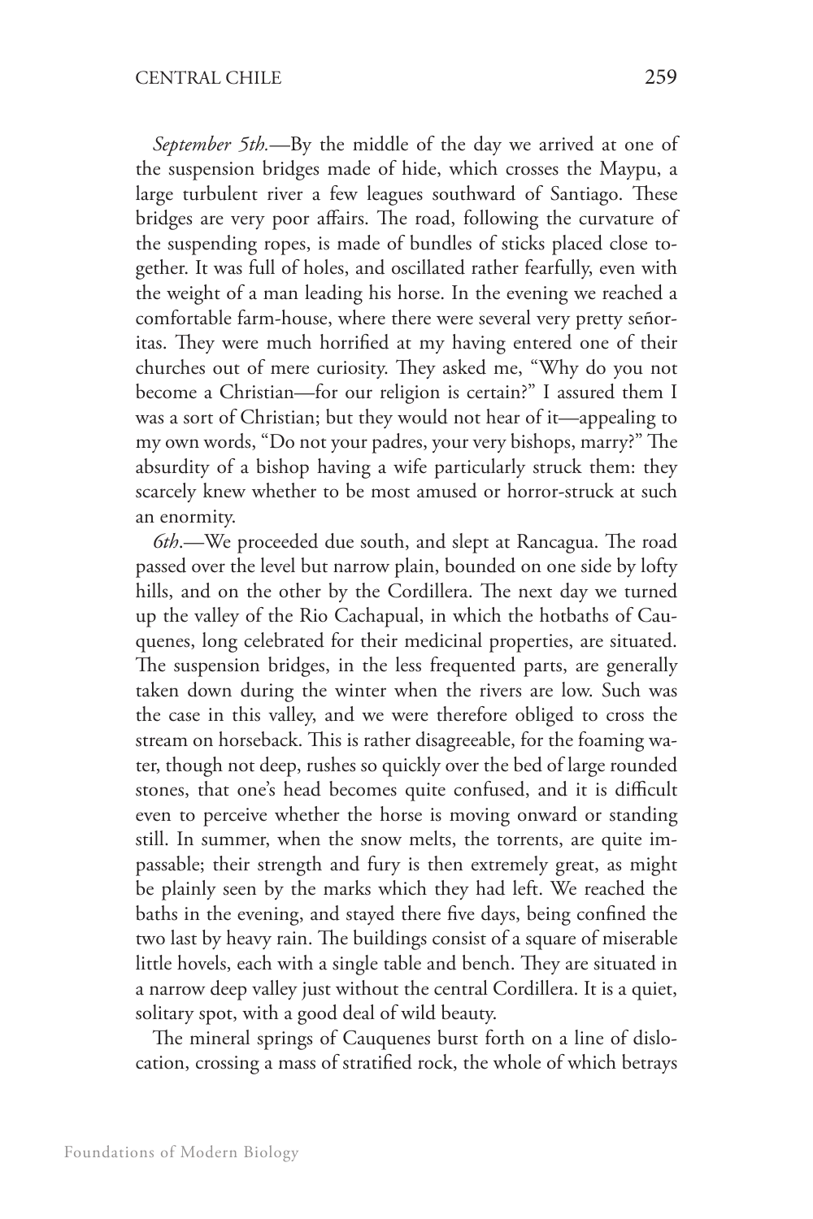*September 5th.*—By the middle of the day we arrived at one of the suspension bridges made of hide, which crosses the Maypu, a large turbulent river a few leagues southward of Santiago. These bridges are very poor affairs. The road, following the curvature of the suspending ropes, is made of bundles of sticks placed close together. It was full of holes, and oscillated rather fearfully, even with the weight of a man leading his horse. In the evening we reached a comfortable farm-house, where there were several very pretty señoritas. They were much horrified at my having entered one of their churches out of mere curiosity. They asked me, "Why do you not become a Christian—for our religion is certain?" I assured them I was a sort of Christian; but they would not hear of it—appealing to my own words, "Do not your padres, your very bishops, marry?" The absurdity of a bishop having a wife particularly struck them: they scarcely knew whether to be most amused or horror-struck at such an enormity.

*6th*.—We proceeded due south, and slept at Rancagua. The road passed over the level but narrow plain, bounded on one side by lofty hills, and on the other by the Cordillera. The next day we turned up the valley of the Rio Cachapual, in which the hotbaths of Cauquenes, long celebrated for their medicinal properties, are situated. The suspension bridges, in the less frequented parts, are generally taken down during the winter when the rivers are low. Such was the case in this valley, and we were therefore obliged to cross the stream on horseback. This is rather disagreeable, for the foaming water, though not deep, rushes so quickly over the bed of large rounded stones, that one's head becomes quite confused, and it is difficult even to perceive whether the horse is moving onward or standing still. In summer, when the snow melts, the torrents, are quite impassable; their strength and fury is then extremely great, as might be plainly seen by the marks which they had left. We reached the baths in the evening, and stayed there five days, being confined the two last by heavy rain. The buildings consist of a square of miserable little hovels, each with a single table and bench. They are situated in a narrow deep valley just without the central Cordillera. It is a quiet, solitary spot, with a good deal of wild beauty.

The mineral springs of Cauquenes burst forth on a line of dislocation, crossing a mass of stratified rock, the whole of which betrays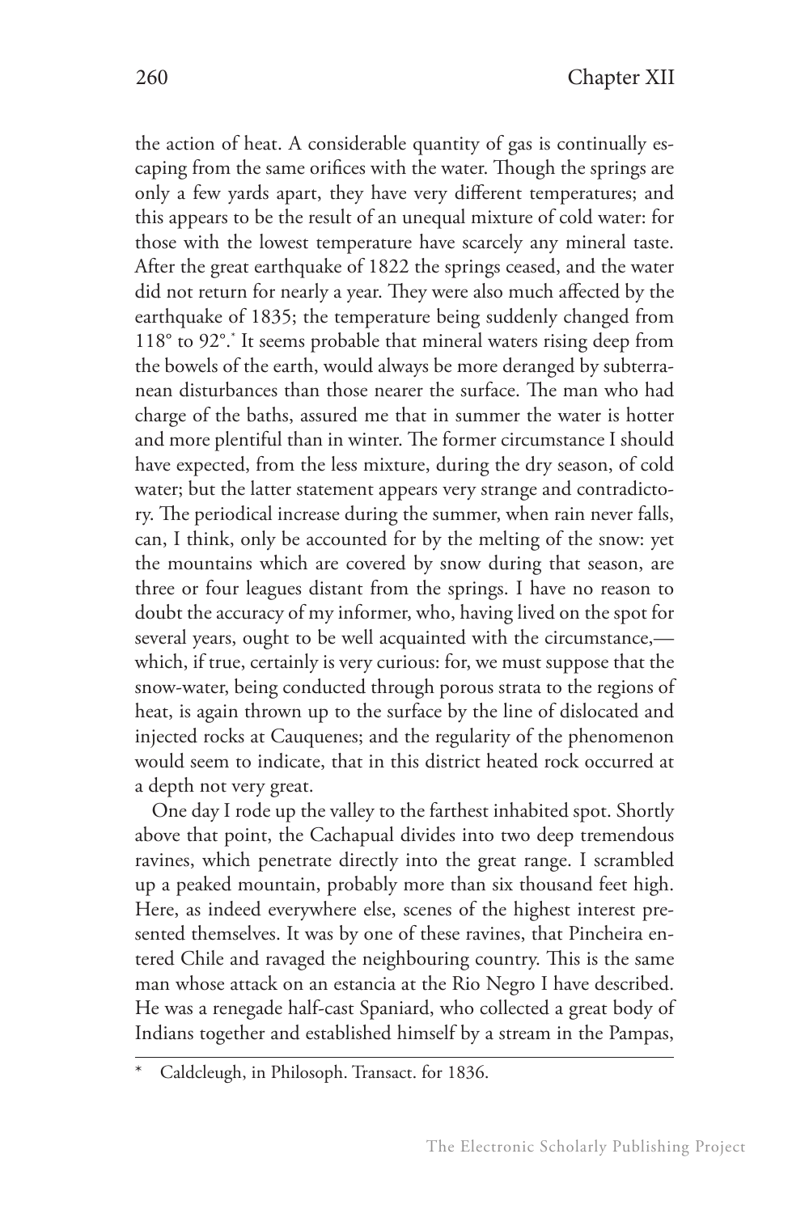the action of heat. A considerable quantity of gas is continually escaping from the same orifices with the water. Though the springs are only a few yards apart, they have very different temperatures; and this appears to be the result of an unequal mixture of cold water: for those with the lowest temperature have scarcely any mineral taste. After the great earthquake of 1822 the springs ceased, and the water did not return for nearly a year. They were also much affected by the earthquake of 1835; the temperature being suddenly changed from 118° to 92°.* It seems probable that mineral waters rising deep from the bowels of the earth, would always be more deranged by subterranean disturbances than those nearer the surface. The man who had charge of the baths, assured me that in summer the water is hotter and more plentiful than in winter. The former circumstance I should have expected, from the less mixture, during the dry season, of cold water; but the latter statement appears very strange and contradictory. The periodical increase during the summer, when rain never falls, can, I think, only be accounted for by the melting of the snow: yet the mountains which are covered by snow during that season, are three or four leagues distant from the springs. I have no reason to doubt the accuracy of my informer, who, having lived on the spot for several years, ought to be well acquainted with the circumstance,—which, if true, certainly is very curious: for, we must suppose that the snow-water, being conducted through porous strata to the regions of heat, is again thrown up to the surface by the line of dislocated and injected rocks at Cauquenes; and the regularity of the phenomenon would seem to indicate, that in this district heated rock occurred at a depth not very great.

One day I rode up the valley to the farthest inhabited spot. Shortly above that point, the Cachapual divides into two deep tremendous ravines, which penetrate directly into the great range. I scrambled up a peaked mountain, probably more than six thousand feet high. Here, as indeed everywhere else, scenes of the highest interest presented themselves. It was by one of these ravines, that Pincheira entered Chile and ravaged the neighbouring country. This is the same man whose attack on an estancia at the Rio Negro I have described. He was a renegade half-cast Spaniard, who collected a great body of Indians together and established himself by a stream in the Pampas,

---

\* Caldcleugh, in Philosoph. Transact. for 1836.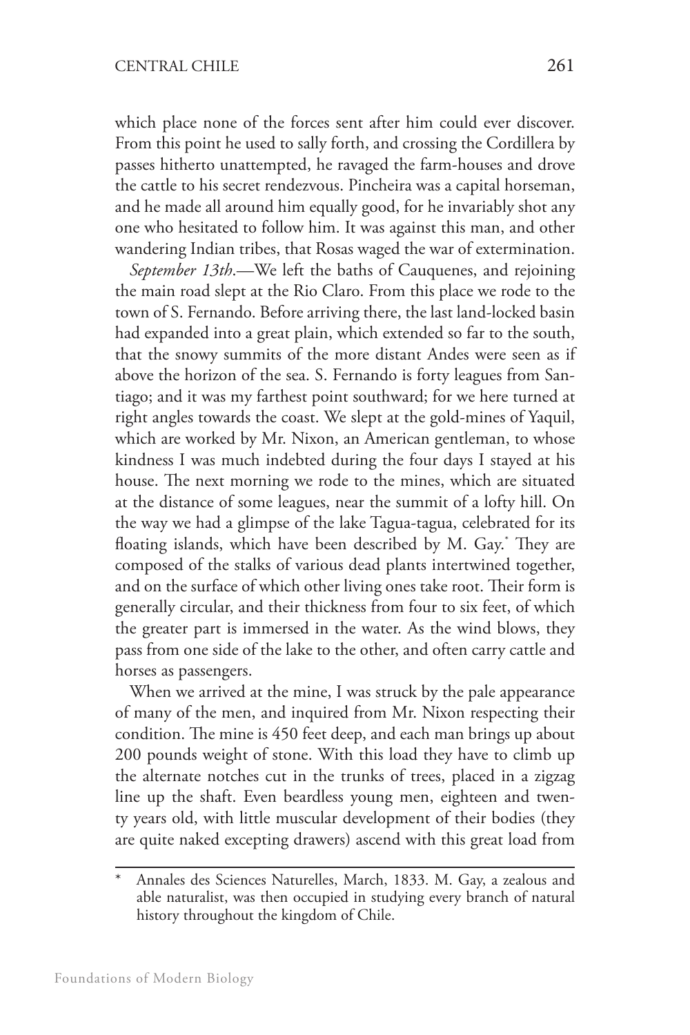which place none of the forces sent after him could ever discover. From this point he used to sally forth, and crossing the Cordillera by passes hitherto unattempted, he ravaged the farm-houses and drove the cattle to his secret rendezvous. Pincheira was a capital horseman, and he made all around him equally good, for he invariably shot any one who hesitated to follow him. It was against this man, and other wandering Indian tribes, that Rosas waged the war of extermination.

*September 13th*.—We left the baths of Cauquenes, and rejoining the main road slept at the Rio Claro. From this place we rode to the town of S. Fernando. Before arriving there, the last land-locked basin had expanded into a great plain, which extended so far to the south, that the snowy summits of the more distant Andes were seen as if above the horizon of the sea. S. Fernando is forty leagues from Santiago; and it was my farthest point southward; for we here turned at right angles towards the coast. We slept at the gold-mines of Yaquil, which are worked by Mr. Nixon, an American gentleman, to whose kindness I was much indebted during the four days I stayed at his house. The next morning we rode to the mines, which are situated at the distance of some leagues, near the summit of a lofty hill. On the way we had a glimpse of the lake Tagua-tagua, celebrated for its floating islands, which have been described by M. Gay.* They are composed of the stalks of various dead plants intertwined together, and on the surface of which other living ones take root. Their form is generally circular, and their thickness from four to six feet, of which the greater part is immersed in the water. As the wind blows, they pass from one side of the lake to the other, and often carry cattle and horses as passengers.

When we arrived at the mine, I was struck by the pale appearance of many of the men, and inquired from Mr. Nixon respecting their condition. The mine is 450 feet deep, and each man brings up about 200 pounds weight of stone. With this load they have to climb up the alternate notches cut in the trunks of trees, placed in a zigzag line up the shaft. Even beardless young men, eighteen and twenty years old, with little muscular development of their bodies (they are quite naked excepting drawers) ascend with this great load from

---

\* Annales des Sciences Naturelles, March, 1833. M. Gay, a zealous and able naturalist, was then occupied in studying every branch of natural history throughout the kingdom of Chile.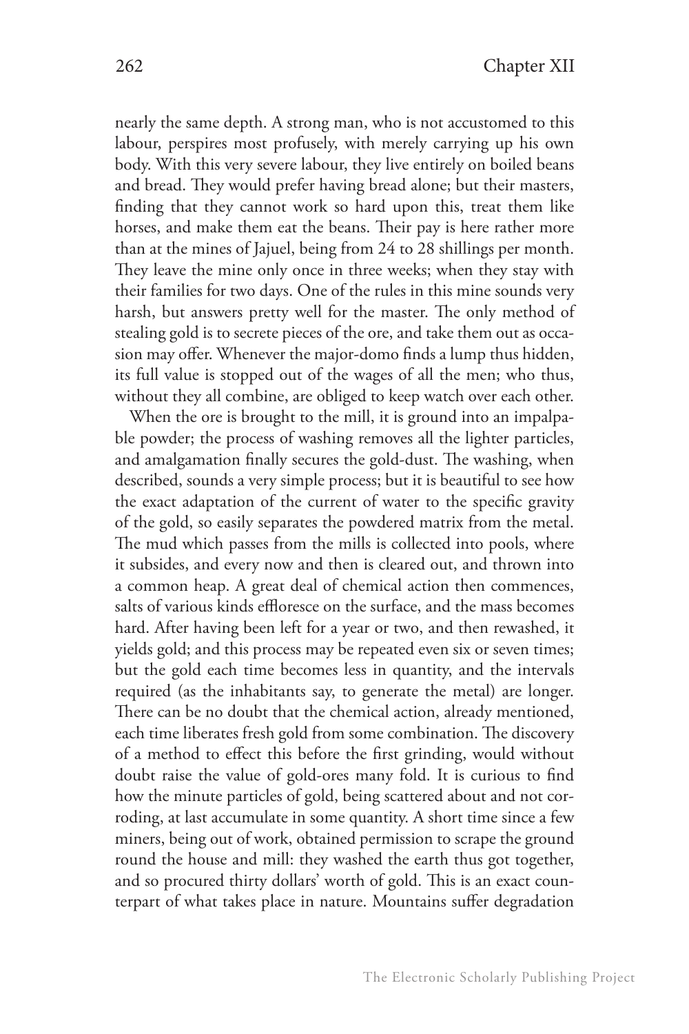nearly the same depth. A strong man, who is not accustomed to this labour, perspires most profusely, with merely carrying up his own body. With this very severe labour, they live entirely on boiled beans and bread. They would prefer having bread alone; but their masters, finding that they cannot work so hard upon this, treat them like horses, and make them eat the beans. Their pay is here rather more than at the mines of Jajuel, being from 24 to 28 shillings per month. They leave the mine only once in three weeks; when they stay with their families for two days. One of the rules in this mine sounds very harsh, but answers pretty well for the master. The only method of stealing gold is to secrete pieces of the ore, and take them out as occasion may offer. Whenever the major-domo finds a lump thus hidden, its full value is stopped out of the wages of all the men; who thus, without they all combine, are obliged to keep watch over each other.

When the ore is brought to the mill, it is ground into an impalpable powder; the process of washing removes all the lighter particles, and amalgamation finally secures the gold-dust. The washing, when described, sounds a very simple process; but it is beautiful to see how the exact adaptation of the current of water to the specific gravity of the gold, so easily separates the powdered matrix from the metal. The mud which passes from the mills is collected into pools, where it subsides, and every now and then is cleared out, and thrown into a common heap. A great deal of chemical action then commences, salts of various kinds effloresce on the surface, and the mass becomes hard. After having been left for a year or two, and then rewashed, it yields gold; and this process may be repeated even six or seven times; but the gold each time becomes less in quantity, and the intervals required (as the inhabitants say, to generate the metal) are longer. There can be no doubt that the chemical action, already mentioned, each time liberates fresh gold from some combination. The discovery of a method to effect this before the first grinding, would without doubt raise the value of gold-ores many fold. It is curious to find how the minute particles of gold, being scattered about and not corroding, at last accumulate in some quantity. A short time since a few miners, being out of work, obtained permission to scrape the ground round the house and mill: they washed the earth thus got together, and so procured thirty dollars' worth of gold. This is an exact counterpart of what takes place in nature. Mountains suffer degradation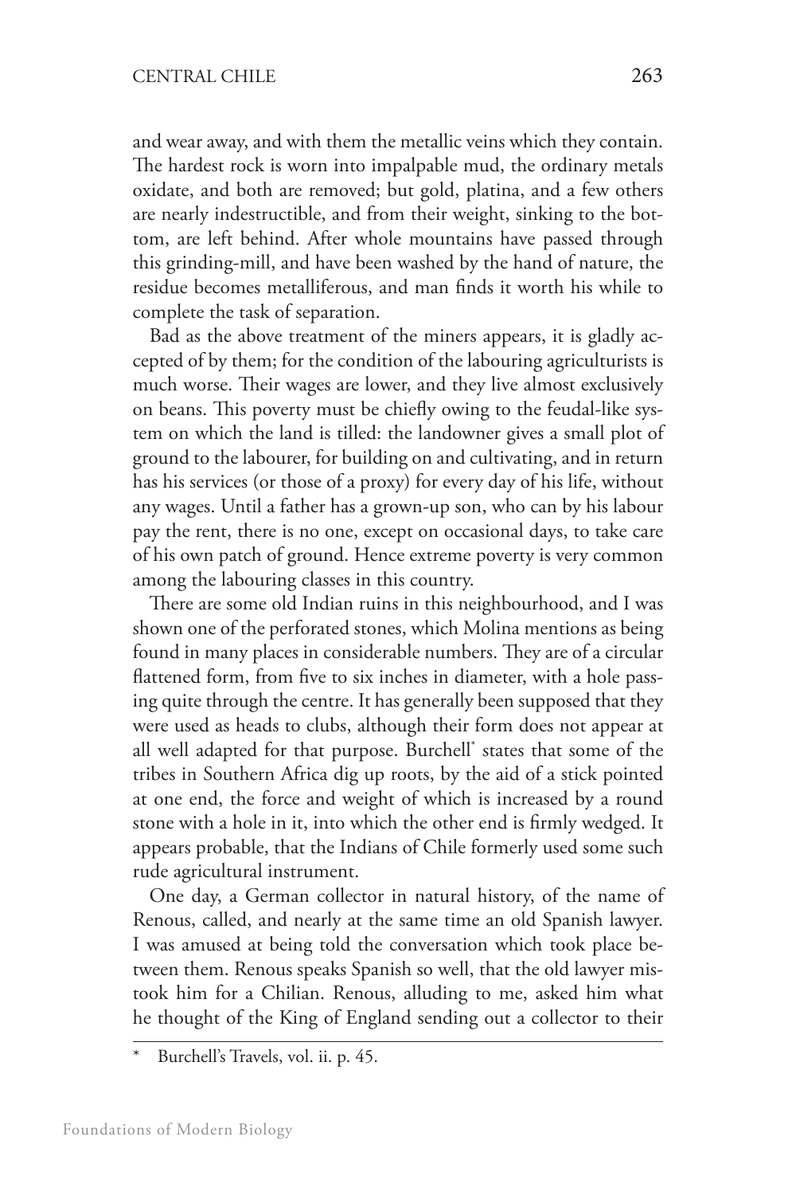and wear away, and with them the metallic veins which they contain. The hardest rock is worn into impalpable mud, the ordinary metals oxidate, and both are removed; but gold, platina, and a few others are nearly indestructible, and from their weight, sinking to the bottom, are left behind. After whole mountains have passed through this grinding-mill, and have been washed by the hand of nature, the residue becomes metalliferous, and man finds it worth his while to complete the task of separation.

Bad as the above treatment of the miners appears, it is gladly accepted of by them; for the condition of the labouring agriculturists is much worse. Their wages are lower, and they live almost exclusively on beans. This poverty must be chiefly owing to the feudal-like system on which the land is tilled: the landowner gives a small plot of ground to the labourer, for building on and cultivating, and in return has his services (or those of a proxy) for every day of his life, without any wages. Until a father has a grown-up son, who can by his labour pay the rent, there is no one, except on occasional days, to take care of his own patch of ground. Hence extreme poverty is very common among the labouring classes in this country.

There are some old Indian ruins in this neighbourhood, and I was shown one of the perforated stones, which Molina mentions as being found in many places in considerable numbers. They are of a circular flattened form, from five to six inches in diameter, with a hole passing quite through the centre. It has generally been supposed that they were used as heads to clubs, although their form does not appear at all well adapted for that purpose. Burchell* states that some of the tribes in Southern Africa dig up roots, by the aid of a stick pointed at one end, the force and weight of which is increased by a round stone with a hole in it, into which the other end is firmly wedged. It appears probable, that the Indians of Chile formerly used some such rude agricultural instrument.

One day, a German collector in natural history, of the name of Renous, called, and nearly at the same time an old Spanish lawyer. I was amused at being told the conversation which took place between them. Renous speaks Spanish so well, that the old lawyer mistook him for a Chilian. Renous, alluding to me, asked him what he thought of the King of England sending out a collector to their

* Burchell's Travels, vol. ii. p. 45.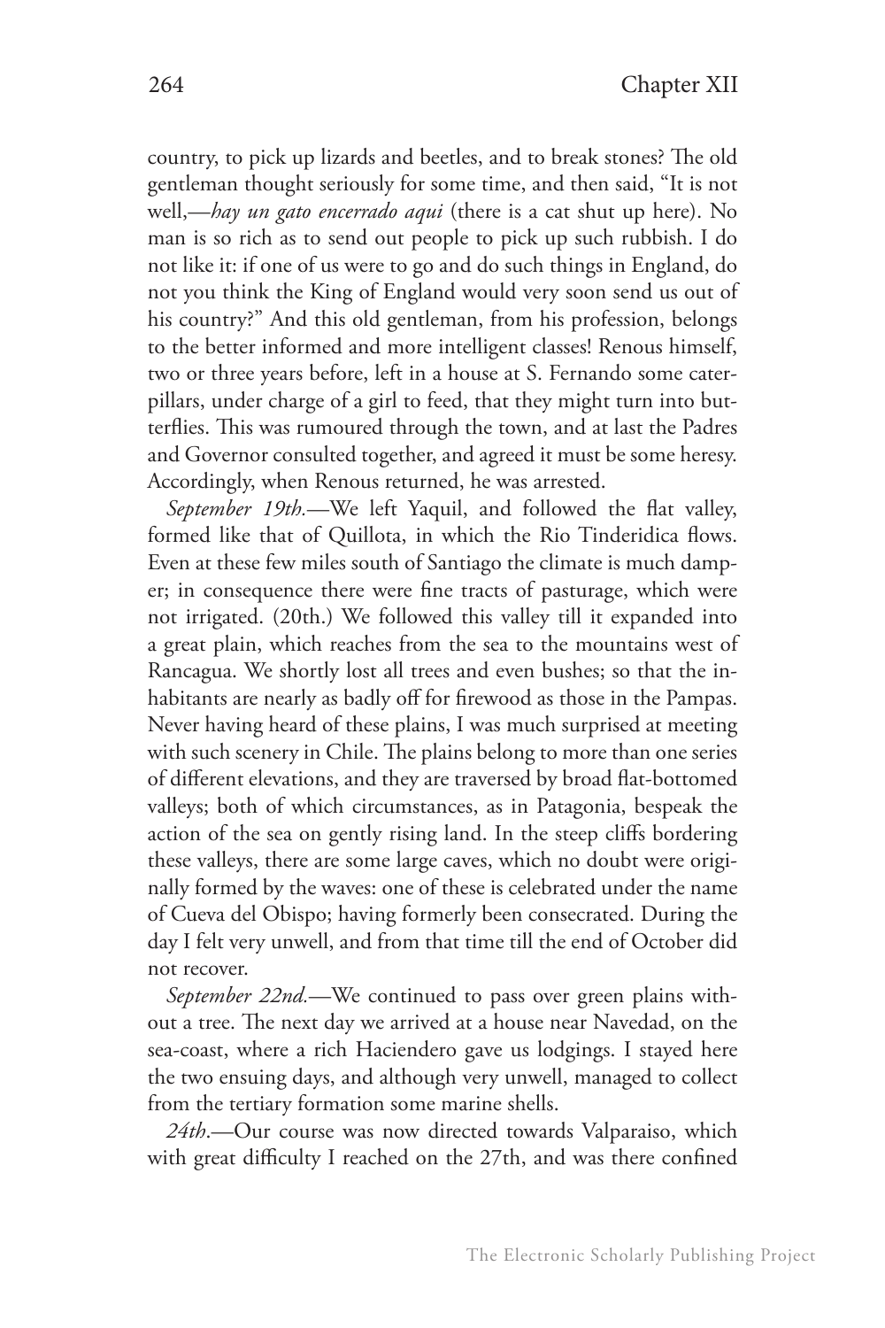country, to pick up lizards and beetles, and to break stones? The old gentleman thought seriously for some time, and then said, "It is not well,—*hay un gato encerrado aqui* (there is a cat shut up here). No man is so rich as to send out people to pick up such rubbish. I do not like it: if one of us were to go and do such things in England, do not you think the King of England would very soon send us out of his country?" And this old gentleman, from his profession, belongs to the better informed and more intelligent classes! Renous himself, two or three years before, left in a house at S. Fernando some caterpillars, under charge of a girl to feed, that they might turn into butterflies. This was rumoured through the town, and at last the Padres and Governor consulted together, and agreed it must be some heresy. Accordingly, when Renous returned, he was arrested.

*September 19th.*—We left Yaquil, and followed the flat valley, formed like that of Quillota, in which the Rio Tinderidica flows. Even at these few miles south of Santiago the climate is much damper; in consequence there were fine tracts of pasturage, which were not irrigated. (20th.) We followed this valley till it expanded into a great plain, which reaches from the sea to the mountains west of Rancagua. We shortly lost all trees and even bushes; so that the inhabitants are nearly as badly off for firewood as those in the Pampas. Never having heard of these plains, I was much surprised at meeting with such scenery in Chile. The plains belong to more than one series of different elevations, and they are traversed by broad flat-bottomed valleys; both of which circumstances, as in Patagonia, bespeak the action of the sea on gently rising land. In the steep cliffs bordering these valleys, there are some large caves, which no doubt were originally formed by the waves: one of these is celebrated under the name of Cueva del Obispo; having formerly been consecrated. During the day I felt very unwell, and from that time till the end of October did not recover.

*September 22nd.*—We continued to pass over green plains without a tree. The next day we arrived at a house near Navedad, on the sea-coast, where a rich Haciendero gave us lodgings. I stayed here the two ensuing days, and although very unwell, managed to collect from the tertiary formation some marine shells.

*24th.*—Our course was now directed towards Valparaiso, which with great difficulty I reached on the 27th, and was there confined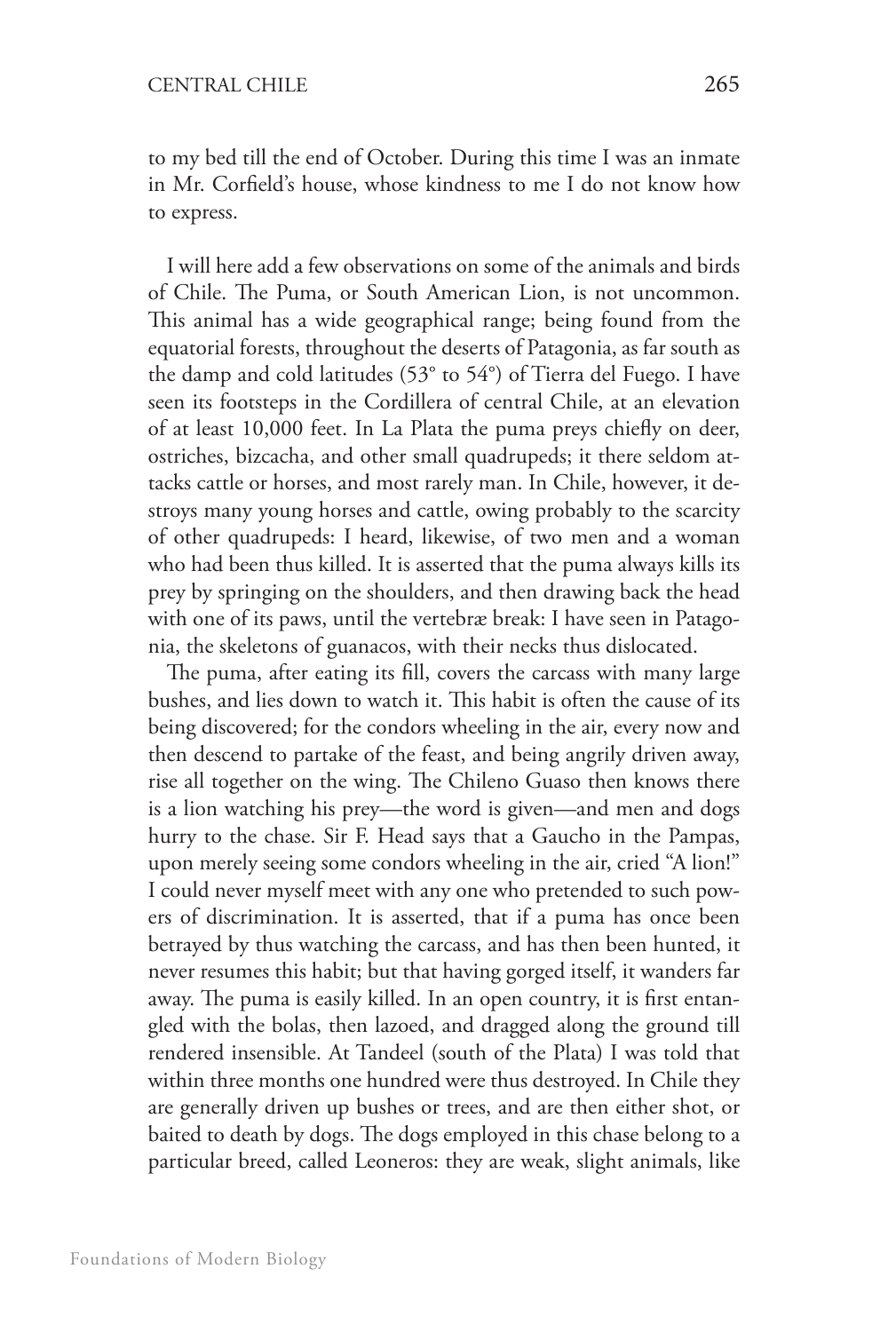to my bed till the end of October. During this time I was an inmate in Mr. Corfield's house, whose kindness to me I do not know how to express.

I will here add a few observations on some of the animals and birds of Chile. The Puma, or South American Lion, is not uncommon. This animal has a wide geographical range; being found from the equatorial forests, throughout the deserts of Patagonia, as far south as the damp and cold latitudes (53° to 54°) of Tierra del Fuego. I have seen its footsteps in the Cordillera of central Chile, at an elevation of at least 10,000 feet. In La Plata the puma preys chiefly on deer, ostriches, bizcacha, and other small quadrupeds; it there seldom attacks cattle or horses, and most rarely man. In Chile, however, it destroys many young horses and cattle, owing probably to the scarcity of other quadrupeds: I heard, likewise, of two men and a woman who had been thus killed. It is asserted that the puma always kills its prey by springing on the shoulders, and then drawing back the head with one of its paws, until the vertebræ break: I have seen in Patagonia, the skeletons of guanacos, with their necks thus dislocated.

The puma, after eating its fill, covers the carcass with many large bushes, and lies down to watch it. This habit is often the cause of its being discovered; for the condors wheeling in the air, every now and then descend to partake of the feast, and being angrily driven away, rise all together on the wing. The Chileno Guaso then knows there is a lion watching his prey—the word is given—and men and dogs hurry to the chase. Sir F. Head says that a Gaucho in the Pampas, upon merely seeing some condors wheeling in the air, cried "A lion!" I could never myself meet with any one who pretended to such powers of discrimination. It is asserted, that if a puma has once been betrayed by thus watching the carcass, and has then been hunted, it never resumes this habit; but that having gorged itself, it wanders far away. The puma is easily killed. In an open country, it is first entangled with the bolas, then lazoed, and dragged along the ground till rendered insensible. At Tandeel (south of the Plata) I was told that within three months one hundred were thus destroyed. In Chile they are generally driven up bushes or trees, and are then either shot, or baited to death by dogs. The dogs employed in this chase belong to a particular breed, called Leoneros: they are weak, slight animals, like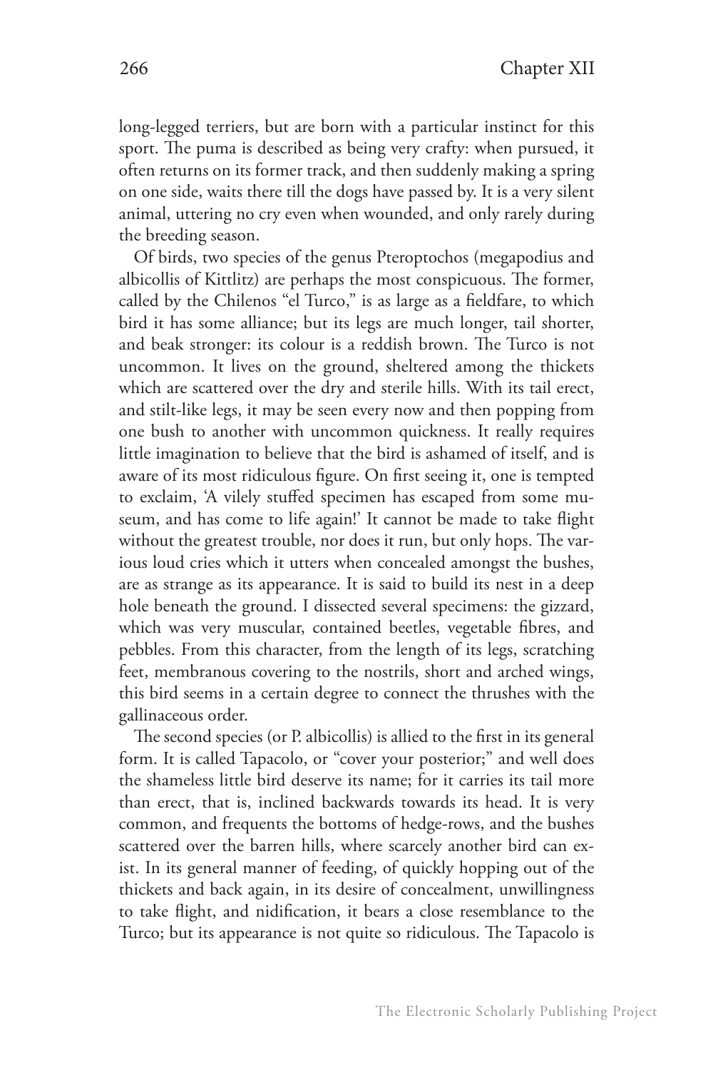long-legged terriers, but are born with a particular instinct for this sport. The puma is described as being very crafty: when pursued, it often returns on its former track, and then suddenly making a spring on one side, waits there till the dogs have passed by. It is a very silent animal, uttering no cry even when wounded, and only rarely during the breeding season.

Of birds, two species of the genus Pteroptochos (megapodius and albicollis of Kittlitz) are perhaps the most conspicuous. The former, called by the Chilenos "el Turco," is as large as a fieldfare, to which bird it has some alliance; but its legs are much longer, tail shorter, and beak stronger: its colour is a reddish brown. The Turco is not uncommon. It lives on the ground, sheltered among the thickets which are scattered over the dry and sterile hills. With its tail erect, and stilt-like legs, it may be seen every now and then popping from one bush to another with uncommon quickness. It really requires little imagination to believe that the bird is ashamed of itself, and is aware of its most ridiculous figure. On first seeing it, one is tempted to exclaim, 'A vilely stuffed specimen has escaped from some museum, and has come to life again!' It cannot be made to take flight without the greatest trouble, nor does it run, but only hops. The various loud cries which it utters when concealed amongst the bushes, are as strange as its appearance. It is said to build its nest in a deep hole beneath the ground. I dissected several specimens: the gizzard, which was very muscular, contained beetles, vegetable fibres, and pebbles. From this character, from the length of its legs, scratching feet, membranous covering to the nostrils, short and arched wings, this bird seems in a certain degree to connect the thrushes with the gallinaceous order.

The second species (or P. albicollis) is allied to the first in its general form. It is called Tapacolo, or "cover your posterior;" and well does the shameless little bird deserve its name; for it carries its tail more than erect, that is, inclined backwards towards its head. It is very common, and frequents the bottoms of hedge-rows, and the bushes scattered over the barren hills, where scarcely another bird can exist. In its general manner of feeding, of quickly hopping out of the thickets and back again, in its desire of concealment, unwillingness to take flight, and nidification, it bears a close resemblance to the Turco; but its appearance is not quite so ridiculous. The Tapacolo is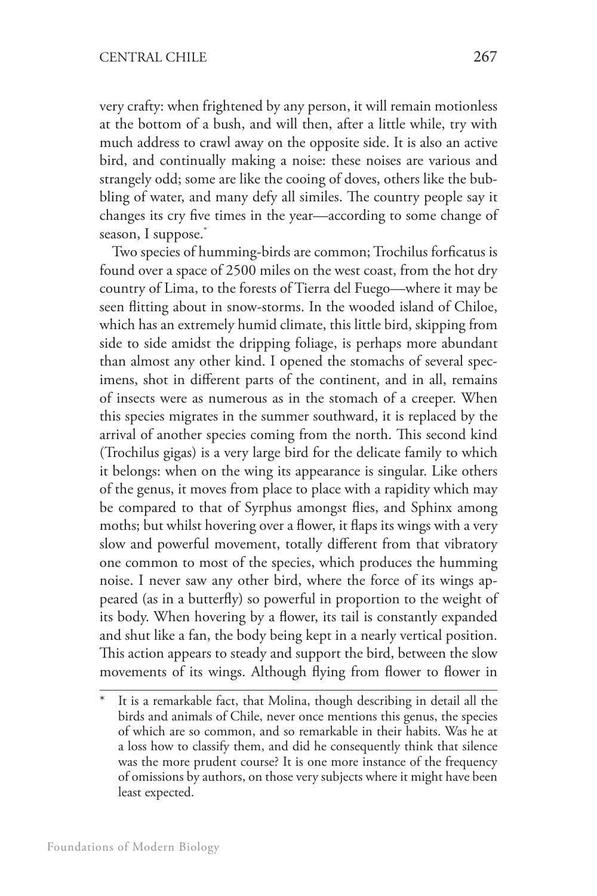very crafty: when frightened by any person, it will remain motionless at the bottom of a bush, and will then, after a little while, try with much address to crawl away on the opposite side. It is also an active bird, and continually making a noise: these noises are various and strangely odd; some are like the cooing of doves, others like the bubbling of water, and many defy all similes. The country people say it changes its cry five times in the year—according to some change of season, I suppose.*

Two species of humming-birds are common; Trochilus forficatus is found over a space of 2500 miles on the west coast, from the hot dry country of Lima, to the forests of Tierra del Fuego—where it may be seen flitting about in snow-storms. In the wooded island of Chiloe, which has an extremely humid climate, this little bird, skipping from side to side amidst the dripping foliage, is perhaps more abundant than almost any other kind. I opened the stomachs of several specimens, shot in different parts of the continent, and in all, remains of insects were as numerous as in the stomach of a creeper. When this species migrates in the summer southward, it is replaced by the arrival of another species coming from the north. This second kind (Trochilus gigas) is a very large bird for the delicate family to which it belongs: when on the wing its appearance is singular. Like others of the genus, it moves from place to place with a rapidity which may be compared to that of Syrphus amongst flies, and Sphinx among moths; but whilst hovering over a flower, it flaps its wings with a very slow and powerful movement, totally different from that vibratory one common to most of the species, which produces the humming noise. I never saw any other bird, where the force of its wings appeared (as in a butterfly) so powerful in proportion to the weight of its body. When hovering by a flower, its tail is constantly expanded and shut like a fan, the body being kept in a nearly vertical position. This action appears to steady and support the bird, between the slow movements of its wings. Although flying from flower to flower in

* It is a remarkable fact, that Molina, though describing in detail all the birds and animals of Chile, never once mentions this genus, the species of which are so common, and so remarkable in their habits. Was he at a loss how to classify them, and did he consequently think that silence was the more prudent course? It is one more instance of the frequency of omissions by authors, on those very subjects where it might have been least expected.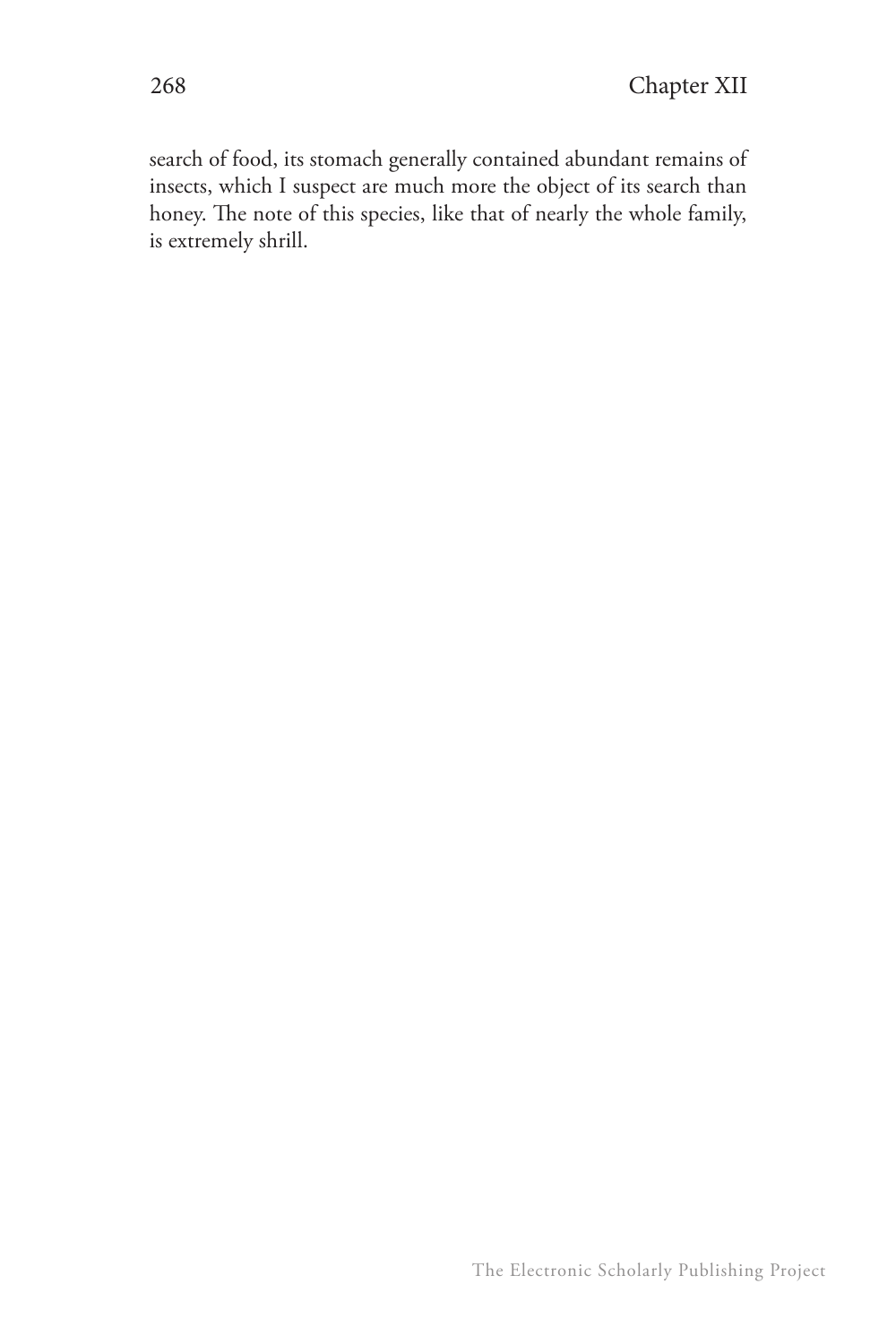search of food, its stomach generally contained abundant remains of insects, which I suspect are much more the object of its search than honey. The note of this species, like that of nearly the whole family, is extremely shrill.